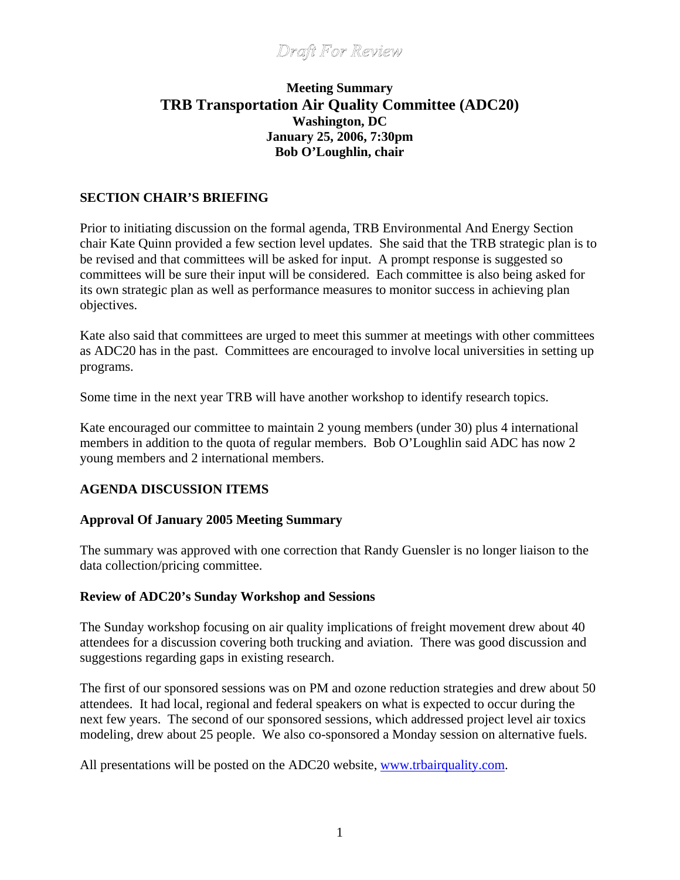*Draft For Review*

**Meeting Summary**

# TRB Transportation Air Quality Committee (ADC20)

**Washington, DC**
**January 25, 2006, 7:30pm**
**Bob O'Loughlin, chair**

## SECTION CHAIR'S BRIEFING

Prior to initiating discussion on the formal agenda, TRB Environmental And Energy Section chair Kate Quinn provided a few section level updates. She said that the TRB strategic plan is to be revised and that committees will be asked for input. A prompt response is suggested so committees will be sure their input will be considered. Each committee is also being asked for its own strategic plan as well as performance measures to monitor success in achieving plan objectives.

Kate also said that committees are urged to meet this summer at meetings with other committees as ADC20 has in the past. Committees are encouraged to involve local universities in setting up programs.

Some time in the next year TRB will have another workshop to identify research topics.

Kate encouraged our committee to maintain 2 young members (under 30) plus 4 international members in addition to the quota of regular members. Bob O'Loughlin said ADC has now 2 young members and 2 international members.

## AGENDA DISCUSSION ITEMS

### Approval Of January 2005 Meeting Summary

The summary was approved with one correction that Randy Guensler is no longer liaison to the data collection/pricing committee.

### Review of ADC20's Sunday Workshop and Sessions

The Sunday workshop focusing on air quality implications of freight movement drew about 40 attendees for a discussion covering both trucking and aviation. There was good discussion and suggestions regarding gaps in existing research.

The first of our sponsored sessions was on PM and ozone reduction strategies and drew about 50 attendees. It had local, regional and federal speakers on what is expected to occur during the next few years. The second of our sponsored sessions, which addressed project level air toxics modeling, drew about 25 people. We also co-sponsored a Monday session on alternative fuels.

All presentations will be posted on the ADC20 website, [www.trbairquality.com](http://www.trbairquality.com).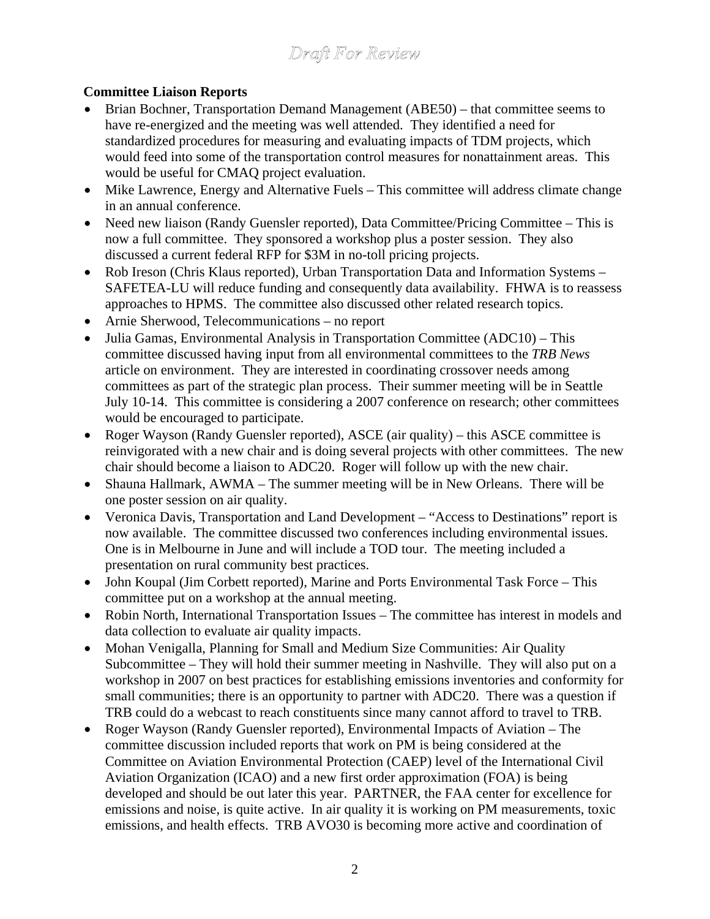**Committee Liaison Reports**

- Brian Bochner, Transportation Demand Management (ABE50) – that committee seems to have re-energized and the meeting was well attended. They identified a need for standardized procedures for measuring and evaluating impacts of TDM projects, which would feed into some of the transportation control measures for nonattainment areas. This would be useful for CMAQ project evaluation.
- Mike Lawrence, Energy and Alternative Fuels – This committee will address climate change in an annual conference.
- Need new liaison (Randy Guensler reported), Data Committee/Pricing Committee – This is now a full committee. They sponsored a workshop plus a poster session. They also discussed a current federal RFP for $3M in no-toll pricing projects.
- Rob Ireson (Chris Klaus reported), Urban Transportation Data and Information Systems – SAFETEA-LU will reduce funding and consequently data availability. FHWA is to reassess approaches to HPMS. The committee also discussed other related research topics.
- Arnie Sherwood, Telecommunications – no report
- Julia Gamas, Environmental Analysis in Transportation Committee (ADC10) – This committee discussed having input from all environmental committees to the *TRB News* article on environment. They are interested in coordinating crossover needs among committees as part of the strategic plan process. Their summer meeting will be in Seattle July 10-14. This committee is considering a 2007 conference on research; other committees would be encouraged to participate.
- Roger Wayson (Randy Guensler reported), ASCE (air quality) – this ASCE committee is reinvigorated with a new chair and is doing several projects with other committees. The new chair should become a liaison to ADC20. Roger will follow up with the new chair.
- Shauna Hallmark, AWMA – The summer meeting will be in New Orleans. There will be one poster session on air quality.
- Veronica Davis, Transportation and Land Development – "Access to Destinations" report is now available. The committee discussed two conferences including environmental issues. One is in Melbourne in June and will include a TOD tour. The meeting included a presentation on rural community best practices.
- John Koupal (Jim Corbett reported), Marine and Ports Environmental Task Force – This committee put on a workshop at the annual meeting.
- Robin North, International Transportation Issues – The committee has interest in models and data collection to evaluate air quality impacts.
- Mohan Venigalla, Planning for Small and Medium Size Communities: Air Quality Subcommittee – They will hold their summer meeting in Nashville. They will also put on a workshop in 2007 on best practices for establishing emissions inventories and conformity for small communities; there is an opportunity to partner with ADC20. There was a question if TRB could do a webcast to reach constituents since many cannot afford to travel to TRB.
- Roger Wayson (Randy Guensler reported), Environmental Impacts of Aviation – The committee discussion included reports that work on PM is being considered at the Committee on Aviation Environmental Protection (CAEP) level of the International Civil Aviation Organization (ICAO) and a new first order approximation (FOA) is being developed and should be out later this year. PARTNER, the FAA center for excellence for emissions and noise, is quite active. In air quality it is working on PM measurements, toxic emissions, and health effects. TRB AVO30 is becoming more active and coordination of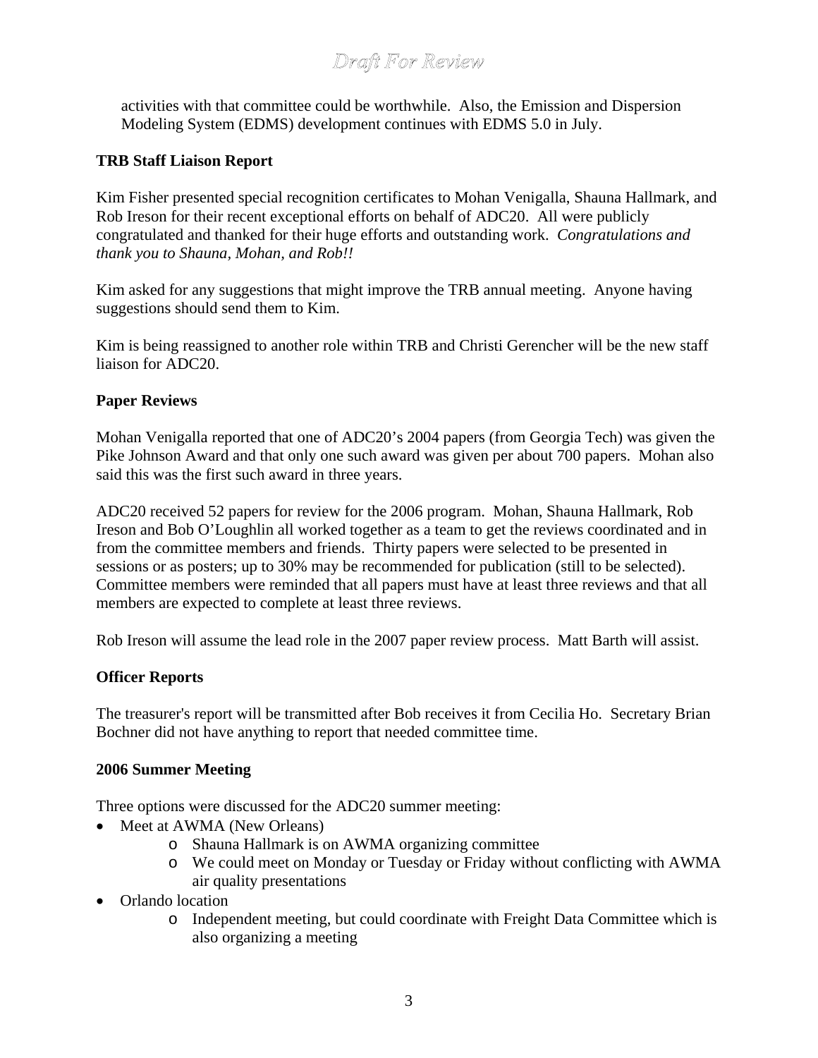activities with that committee could be worthwhile. Also, the Emission and Dispersion Modeling System (EDMS) development continues with EDMS 5.0 in July.

**TRB Staff Liaison Report**

Kim Fisher presented special recognition certificates to Mohan Venigalla, Shauna Hallmark, and Rob Ireson for their recent exceptional efforts on behalf of ADC20. All were publicly congratulated and thanked for their huge efforts and outstanding work. *Congratulations and thank you to Shauna, Mohan, and Rob!!*

Kim asked for any suggestions that might improve the TRB annual meeting. Anyone having suggestions should send them to Kim.

Kim is being reassigned to another role within TRB and Christi Gerencher will be the new staff liaison for ADC20.

**Paper Reviews**

Mohan Venigalla reported that one of ADC20's 2004 papers (from Georgia Tech) was given the Pike Johnson Award and that only one such award was given per about 700 papers. Mohan also said this was the first such award in three years.

ADC20 received 52 papers for review for the 2006 program. Mohan, Shauna Hallmark, Rob Ireson and Bob O'Loughlin all worked together as a team to get the reviews coordinated and in from the committee members and friends. Thirty papers were selected to be presented in sessions or as posters; up to 30% may be recommended for publication (still to be selected). Committee members were reminded that all papers must have at least three reviews and that all members are expected to complete at least three reviews.

Rob Ireson will assume the lead role in the 2007 paper review process. Matt Barth will assist.

**Officer Reports**

The treasurer's report will be transmitted after Bob receives it from Cecilia Ho. Secretary Brian Bochner did not have anything to report that needed committee time.

**2006 Summer Meeting**

Three options were discussed for the ADC20 summer meeting:

- Meet at AWMA (New Orleans)
  - Shauna Hallmark is on AWMA organizing committee
  - We could meet on Monday or Tuesday or Friday without conflicting with AWMA air quality presentations
- Orlando location
  - Independent meeting, but could coordinate with Freight Data Committee which is also organizing a meeting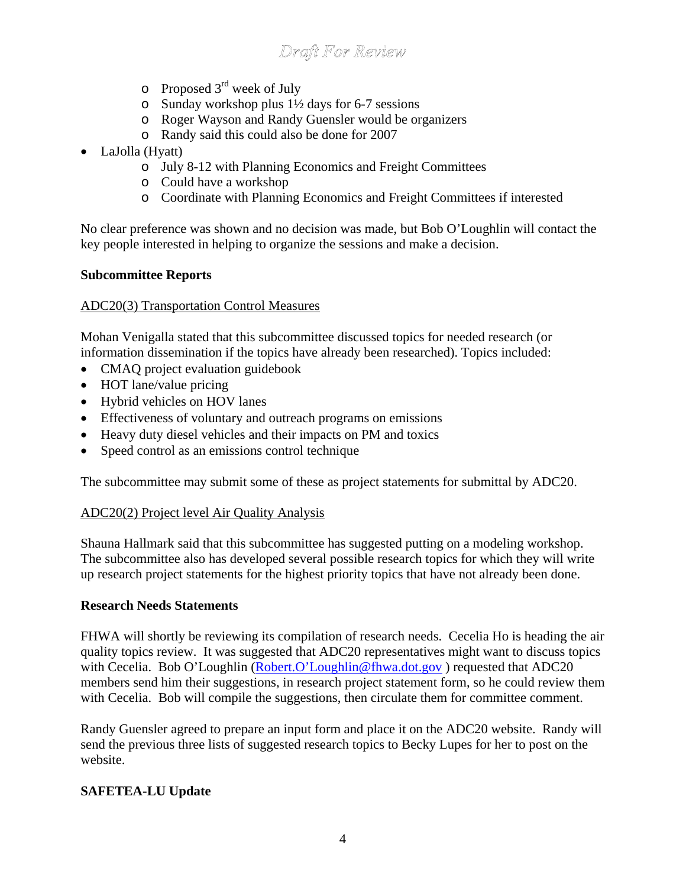- Proposed 3rd week of July
  - Sunday workshop plus 1½ days for 6-7 sessions
  - Roger Wayson and Randy Guensler would be organizers
  - Randy said this could also be done for 2007
- LaJolla (Hyatt)
  - July 8-12 with Planning Economics and Freight Committees
  - Could have a workshop
  - Coordinate with Planning Economics and Freight Committees if interested

No clear preference was shown and no decision was made, but Bob O'Loughlin will contact the key people interested in helping to organize the sessions and make a decision.

**Subcommittee Reports**

ADC20(3) Transportation Control Measures

Mohan Venigalla stated that this subcommittee discussed topics for needed research (or information dissemination if the topics have already been researched). Topics included:

- CMAQ project evaluation guidebook
- HOT lane/value pricing
- Hybrid vehicles on HOV lanes
- Effectiveness of voluntary and outreach programs on emissions
- Heavy duty diesel vehicles and their impacts on PM and toxics
- Speed control as an emissions control technique

The subcommittee may submit some of these as project statements for submittal by ADC20.

ADC20(2) Project level Air Quality Analysis

Shauna Hallmark said that this subcommittee has suggested putting on a modeling workshop. The subcommittee also has developed several possible research topics for which they will write up research project statements for the highest priority topics that have not already been done.

**Research Needs Statements**

FHWA will shortly be reviewing its compilation of research needs. Cecelia Ho is heading the air quality topics review. It was suggested that ADC20 representatives might want to discuss topics with Cecelia. Bob O'Loughlin (Robert.O'Loughlin@fhwa.dot.gov ) requested that ADC20 members send him their suggestions, in research project statement form, so he could review them with Cecelia. Bob will compile the suggestions, then circulate them for committee comment.

Randy Guensler agreed to prepare an input form and place it on the ADC20 website. Randy will send the previous three lists of suggested research topics to Becky Lupes for her to post on the website.

**SAFETEA-LU Update**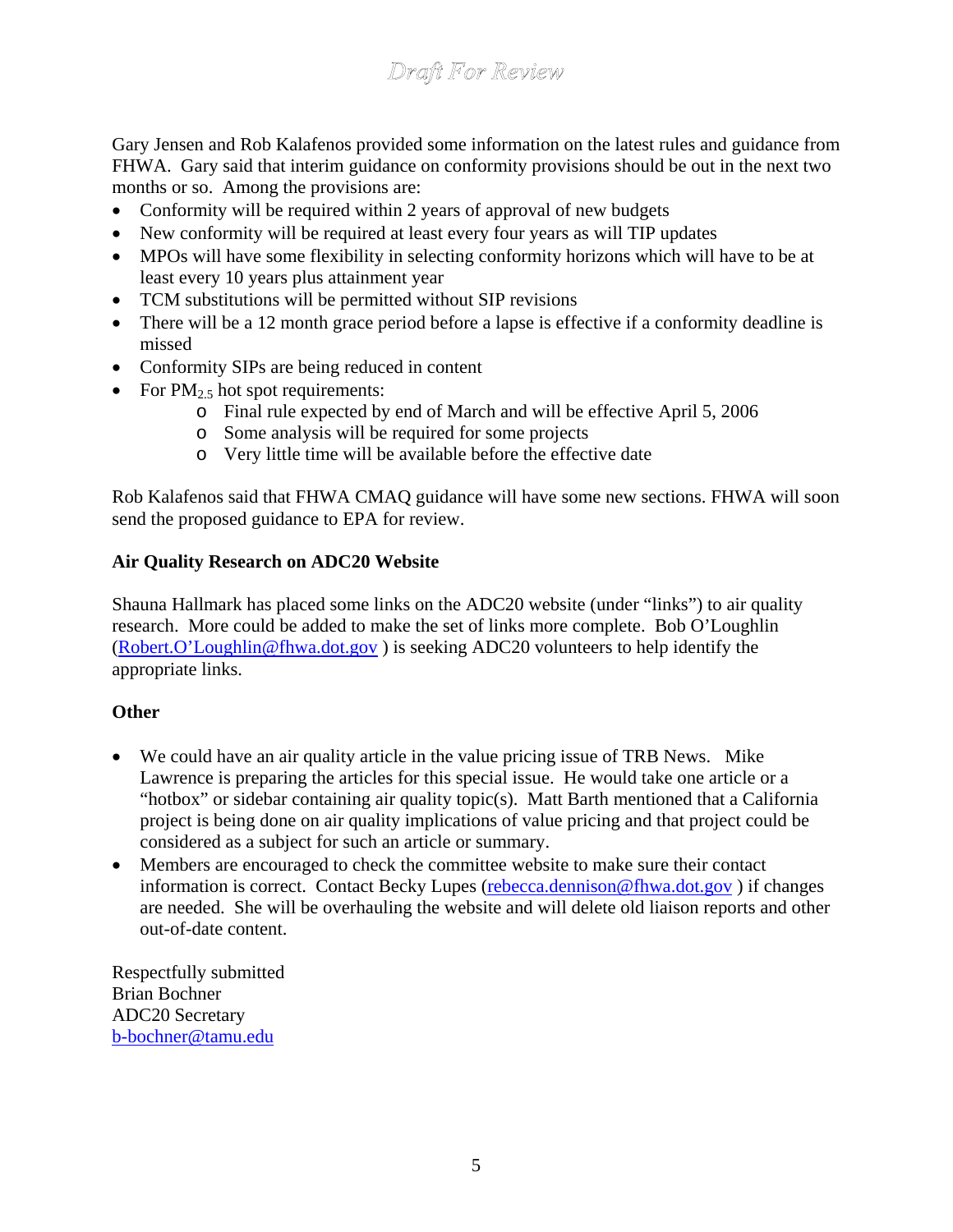Gary Jensen and Rob Kalafenos provided some information on the latest rules and guidance from FHWA. Gary said that interim guidance on conformity provisions should be out in the next two months or so. Among the provisions are:

- Conformity will be required within 2 years of approval of new budgets
- New conformity will be required at least every four years as will TIP updates
- MPOs will have some flexibility in selecting conformity horizons which will have to be at least every 10 years plus attainment year
- TCM substitutions will be permitted without SIP revisions
- There will be a 12 month grace period before a lapse is effective if a conformity deadline is missed
- Conformity SIPs are being reduced in content
- For $PM_{2.5}$ hot spot requirements:
  - Final rule expected by end of March and will be effective April 5, 2006
  - Some analysis will be required for some projects
  - Very little time will be available before the effective date

Rob Kalafenos said that FHWA CMAQ guidance will have some new sections. FHWA will soon send the proposed guidance to EPA for review.

**Air Quality Research on ADC20 Website**

Shauna Hallmark has placed some links on the ADC20 website (under "links") to air quality research. More could be added to make the set of links more complete. Bob O'Loughlin (Robert.O'Loughlin@fhwa.dot.gov ) is seeking ADC20 volunteers to help identify the appropriate links.

**Other**

- We could have an air quality article in the value pricing issue of TRB News. Mike Lawrence is preparing the articles for this special issue. He would take one article or a "hotbox" or sidebar containing air quality topic(s). Matt Barth mentioned that a California project is being done on air quality implications of value pricing and that project could be considered as a subject for such an article or summary.
- Members are encouraged to check the committee website to make sure their contact information is correct. Contact Becky Lupes (rebecca.dennison@fhwa.dot.gov ) if changes are needed. She will be overhauling the website and will delete old liaison reports and other out-of-date content.

Respectfully submitted
Brian Bochner
ADC20 Secretary
b-bochner@tamu.edu